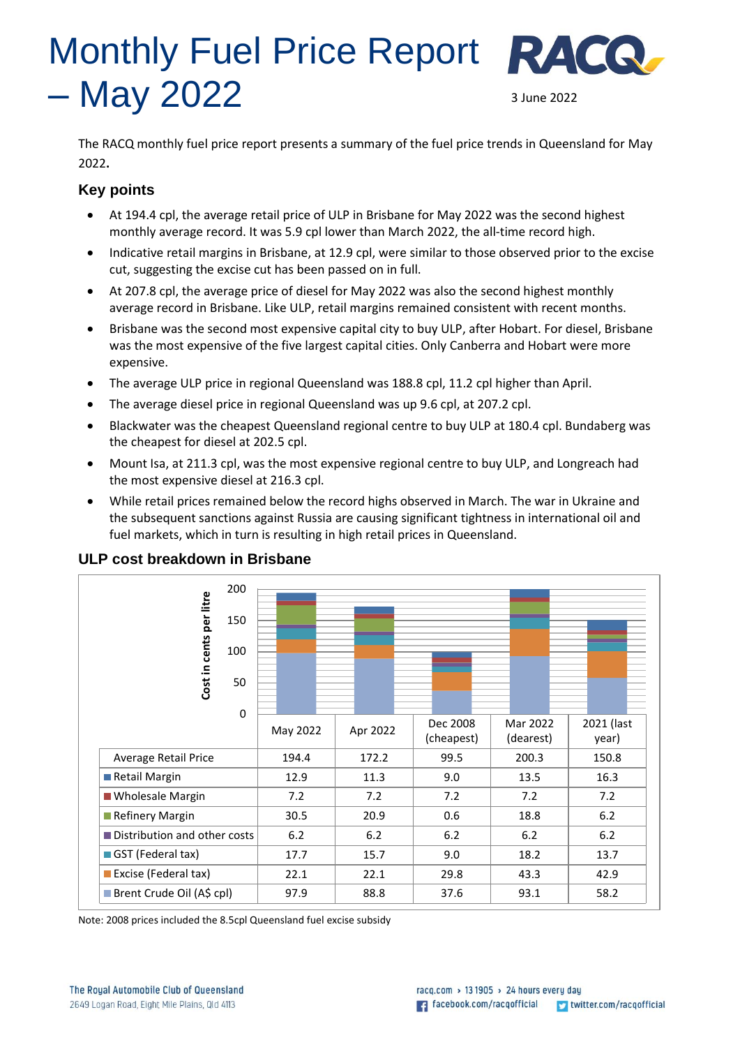# Monthly Fuel Price Report – May 2022

3 June 2022

The RACQ monthly fuel price report presents a summary of the fuel price trends in Queensland for May 2022**.**

## Key points

- At 194.4 cpl, the average retail price of ULP in Brisbane for May 2022 was the second highest monthly average record. It was 5.9 cpl lower than March 2022, the all-time record high.
- Indicative retail margins in Brisbane, at 12.9 cpl, were similar to those observed prior to the excise cut, suggesting the excise cut has been passed on in full.
- At 207.8 cpl, the average price of diesel for May 2022 was also the second highest monthly average record in Brisbane. Like ULP, retail margins remained consistent with recent months.
- Brisbane was the second most expensive capital city to buy ULP, after Hobart. For diesel, Brisbane was the most expensive of the five largest capital cities. Only Canberra and Hobart were more expensive.
- The average ULP price in regional Queensland was 188.8 cpl, 11.2 cpl higher than April.
- The average diesel price in regional Queensland was up 9.6 cpl, at 207.2 cpl.
- Blackwater was the cheapest Queensland regional centre to buy ULP at 180.4 cpl. Bundaberg was the cheapest for diesel at 202.5 cpl.
- Mount Isa, at 211.3 cpl, was the most expensive regional centre to buy ULP, and Longreach had the most expensive diesel at 216.3 cpl.
- While retail prices remained below the record highs observed in March. The war in Ukraine and the subsequent sanctions against Russia are causing significant tightness in international oil and fuel markets, which in turn is resulting in high retail prices in Queensland.

## ULP cost breakdown in Brisbane

| | May 2022 | Apr 2022 | Dec 2008 (cheapest) | Mar 2022 (dearest) | 2021 (last year) |
|---|---|---|---|---|---|
| Average Retail Price | 194.4 | 172.2 | 99.5 | 200.3 | 150.8 |
| Retail Margin | 12.9 | 11.3 | 9.0 | 13.5 | 16.3 |
| Wholesale Margin | 7.2 | 7.2 | 7.2 | 7.2 | 7.2 |
| Refinery Margin | 30.5 | 20.9 | 0.6 | 18.8 | 6.2 |
| Distribution and other costs | 6.2 | 6.2 | 6.2 | 6.2 | 6.2 |
| GST (Federal tax) | 17.7 | 15.7 | 9.0 | 18.2 | 13.7 |
| Excise (Federal tax) | 22.1 | 22.1 | 29.8 | 43.3 | 42.9 |
| Brent Crude Oil (A$ cpl) | 97.9 | 88.8 | 37.6 | 93.1 | 58.2 |

Note: 2008 prices included the 8.5cpl Queensland fuel excise subsidy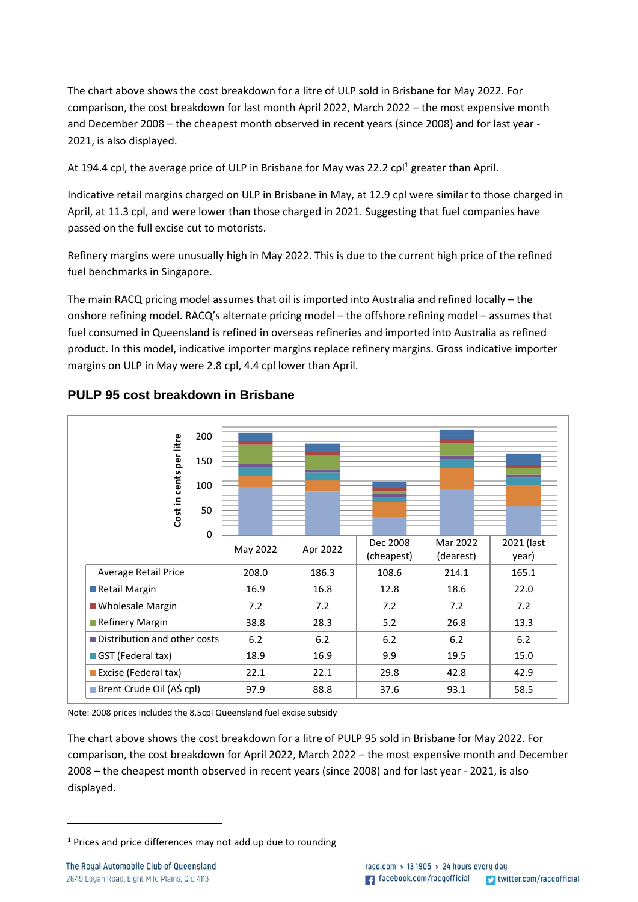The chart above shows the cost breakdown for a litre of ULP sold in Brisbane for May 2022. For comparison, the cost breakdown for last month April 2022, March 2022 – the most expensive month and December 2008 – the cheapest month observed in recent years (since 2008) and for last year - 2021, is also displayed.

At 194.4 cpl, the average price of ULP in Brisbane for May was 22.2 cpl[1] greater than April.

Indicative retail margins charged on ULP in Brisbane in May, at 12.9 cpl were similar to those charged in April, at 11.3 cpl, and were lower than those charged in 2021. Suggesting that fuel companies have passed on the full excise cut to motorists.

Refinery margins were unusually high in May 2022. This is due to the current high price of the refined fuel benchmarks in Singapore.

The main RACQ pricing model assumes that oil is imported into Australia and refined locally – the onshore refining model. RACQ's alternate pricing model – the offshore refining model – assumes that fuel consumed in Queensland is refined in overseas refineries and imported into Australia as refined product. In this model, indicative importer margins replace refinery margins. Gross indicative importer margins on ULP in May were 2.8 cpl, 4.4 cpl lower than April.

## PULP 95 cost breakdown in Brisbane

| | May 2022 | Apr 2022 | Dec 2008 (cheapest) | Mar 2022 (dearest) | 2021 (last year) |
|---|---|---|---|---|---|
| Average Retail Price | 208.0 | 186.3 | 108.6 | 214.1 | 165.1 |
| Retail Margin | 16.9 | 16.8 | 12.8 | 18.6 | 22.0 |
| Wholesale Margin | 7.2 | 7.2 | 7.2 | 7.2 | 7.2 |
| Refinery Margin | 38.8 | 28.3 | 5.2 | 26.8 | 13.3 |
| Distribution and other costs | 6.2 | 6.2 | 6.2 | 6.2 | 6.2 |
| GST (Federal tax) | 18.9 | 16.9 | 9.9 | 19.5 | 15.0 |
| Excise (Federal tax) | 22.1 | 22.1 | 29.8 | 42.8 | 42.9 |
| Brent Crude Oil (A$ cpl) | 97.9 | 88.8 | 37.6 | 93.1 | 58.5 |

Note: 2008 prices included the 8.5cpl Queensland fuel excise subsidy

The chart above shows the cost breakdown for a litre of PULP 95 sold in Brisbane for May 2022. For comparison, the cost breakdown for April 2022, March 2022 – the most expensive month and December 2008 – the cheapest month observed in recent years (since 2008) and for last year - 2021, is also displayed.

[1] Prices and price differences may not add up due to rounding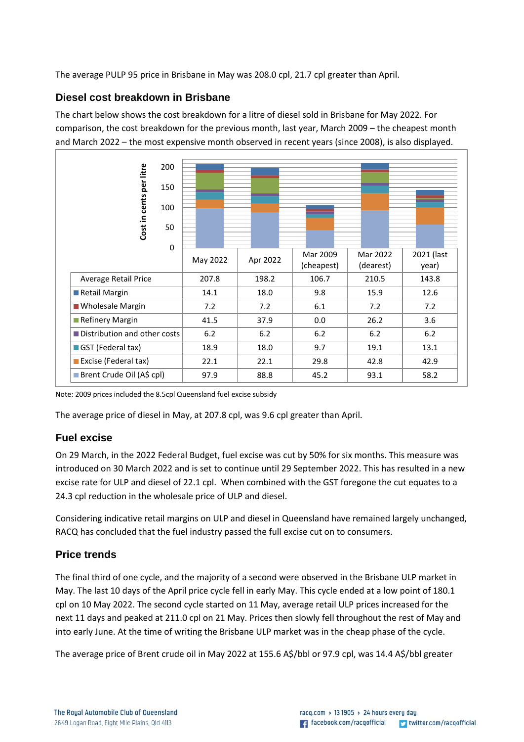The average PULP 95 price in Brisbane in May was 208.0 cpl, 21.7 cpl greater than April.

## Diesel cost breakdown in Brisbane

The chart below shows the cost breakdown for a litre of diesel sold in Brisbane for May 2022. For comparison, the cost breakdown for the previous month, last year, March 2009 – the cheapest month and March 2022 – the most expensive month observed in recent years (since 2008), is also displayed.

| | May 2022 | Apr 2022 | Mar 2009 (cheapest) | Mar 2022 (dearest) | 2021 (last year) |
|---|---|---|---|---|---|
| Average Retail Price | 207.8 | 198.2 | 106.7 | 210.5 | 143.8 |
| Retail Margin | 14.1 | 18.0 | 9.8 | 15.9 | 12.6 |
| Wholesale Margin | 7.2 | 7.2 | 6.1 | 7.2 | 7.2 |
| Refinery Margin | 41.5 | 37.9 | 0.0 | 26.2 | 3.6 |
| Distribution and other costs | 6.2 | 6.2 | 6.2 | 6.2 | 6.2 |
| GST (Federal tax) | 18.9 | 18.0 | 9.7 | 19.1 | 13.1 |
| Excise (Federal tax) | 22.1 | 22.1 | 29.8 | 42.8 | 42.9 |
| Brent Crude Oil (A$ cpl) | 97.9 | 88.8 | 45.2 | 93.1 | 58.2 |

Note: 2009 prices included the 8.5cpl Queensland fuel excise subsidy

The average price of diesel in May, at 207.8 cpl, was 9.6 cpl greater than April.

## Fuel excise

On 29 March, in the 2022 Federal Budget, fuel excise was cut by 50% for six months. This measure was introduced on 30 March 2022 and is set to continue until 29 September 2022. This has resulted in a new excise rate for ULP and diesel of 22.1 cpl. When combined with the GST foregone the cut equates to a 24.3 cpl reduction in the wholesale price of ULP and diesel.

Considering indicative retail margins on ULP and diesel in Queensland have remained largely unchanged, RACQ has concluded that the fuel industry passed the full excise cut on to consumers.

## Price trends

The final third of one cycle, and the majority of a second were observed in the Brisbane ULP market in May. The last 10 days of the April price cycle fell in early May. This cycle ended at a low point of 180.1 cpl on 10 May 2022. The second cycle started on 11 May, average retail ULP prices increased for the next 11 days and peaked at 211.0 cpl on 21 May. Prices then slowly fell throughout the rest of May and into early June. At the time of writing the Brisbane ULP market was in the cheap phase of the cycle.

The average price of Brent crude oil in May 2022 at 155.6 A$/bbl or 97.9 cpl, was 14.4 A$/bbl greater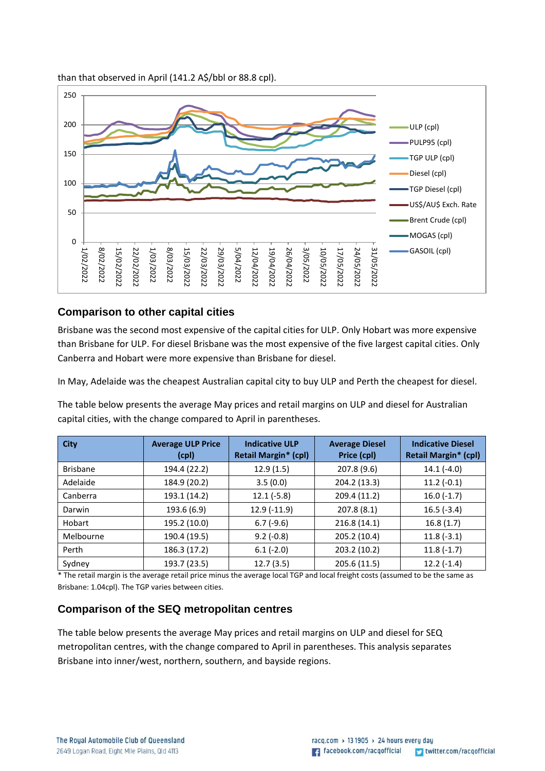than that observed in April (141.2 A$/bbl or 88.8 cpl).

## Comparison to other capital cities

Brisbane was the second most expensive of the capital cities for ULP. Only Hobart was more expensive than Brisbane for ULP. For diesel Brisbane was the most expensive of the five largest capital cities. Only Canberra and Hobart were more expensive than Brisbane for diesel.

In May, Adelaide was the cheapest Australian capital city to buy ULP and Perth the cheapest for diesel.

The table below presents the average May prices and retail margins on ULP and diesel for Australian capital cities, with the change compared to April in parentheses.

| City | Average ULP Price (cpl) | Indicative ULP Retail Margin* (cpl) | Average Diesel Price (cpl) | Indicative Diesel Retail Margin* (cpl) |
|---|---|---|---|---|
| Brisbane | 194.4 (22.2) | 12.9 (1.5) | 207.8 (9.6) | 14.1 (-4.0) |
| Adelaide | 184.9 (20.2) | 3.5 (0.0) | 204.2 (13.3) | 11.2 (-0.1) |
| Canberra | 193.1 (14.2) | 12.1 (-5.8) | 209.4 (11.2) | 16.0 (-1.7) |
| Darwin | 193.6 (6.9) | 12.9 (-11.9) | 207.8 (8.1) | 16.5 (-3.4) |
| Hobart | 195.2 (10.0) | 6.7 (-9.6) | 216.8 (14.1) | 16.8 (1.7) |
| Melbourne | 190.4 (19.5) | 9.2 (-0.8) | 205.2 (10.4) | 11.8 (-3.1) |
| Perth | 186.3 (17.2) | 6.1 (-2.0) | 203.2 (10.2) | 11.8 (-1.7) |
| Sydney | 193.7 (23.5) | 12.7 (3.5) | 205.6 (11.5) | 12.2 (-1.4) |

* The retail margin is the average retail price minus the average local TGP and local freight costs (assumed to be the same as Brisbane: 1.04cpl). The TGP varies between cities.

## Comparison of the SEQ metropolitan centres

The table below presents the average May prices and retail margins on ULP and diesel for SEQ metropolitan centres, with the change compared to April in parentheses. This analysis separates Brisbane into inner/west, northern, southern, and bayside regions.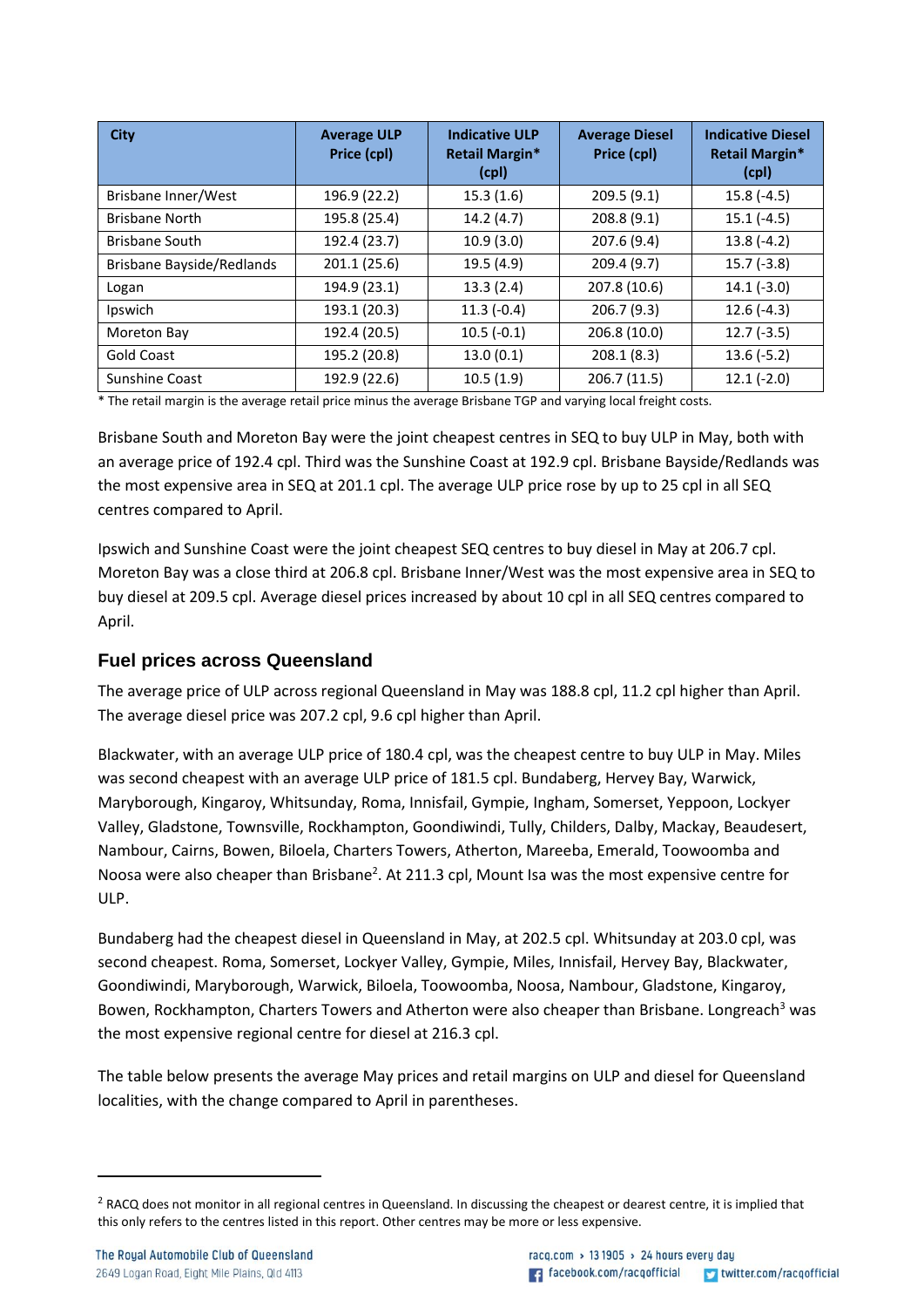| City | Average ULP Price (cpl) | Indicative ULP Retail Margin* (cpl) | Average Diesel Price (cpl) | Indicative Diesel Retail Margin* (cpl) |
|---|---|---|---|---|
| Brisbane Inner/West | 196.9 (22.2) | 15.3 (1.6) | 209.5 (9.1) | 15.8 (-4.5) |
| Brisbane North | 195.8 (25.4) | 14.2 (4.7) | 208.8 (9.1) | 15.1 (-4.5) |
| Brisbane South | 192.4 (23.7) | 10.9 (3.0) | 207.6 (9.4) | 13.8 (-4.2) |
| Brisbane Bayside/Redlands | 201.1 (25.6) | 19.5 (4.9) | 209.4 (9.7) | 15.7 (-3.8) |
| Logan | 194.9 (23.1) | 13.3 (2.4) | 207.8 (10.6) | 14.1 (-3.0) |
| Ipswich | 193.1 (20.3) | 11.3 (-0.4) | 206.7 (9.3) | 12.6 (-4.3) |
| Moreton Bay | 192.4 (20.5) | 10.5 (-0.1) | 206.8 (10.0) | 12.7 (-3.5) |
| Gold Coast | 195.2 (20.8) | 13.0 (0.1) | 208.1 (8.3) | 13.6 (-5.2) |
| Sunshine Coast | 192.9 (22.6) | 10.5 (1.9) | 206.7 (11.5) | 12.1 (-2.0) |

* The retail margin is the average retail price minus the average Brisbane TGP and varying local freight costs.

Brisbane South and Moreton Bay were the joint cheapest centres in SEQ to buy ULP in May, both with an average price of 192.4 cpl. Third was the Sunshine Coast at 192.9 cpl. Brisbane Bayside/Redlands was the most expensive area in SEQ at 201.1 cpl. The average ULP price rose by up to 25 cpl in all SEQ centres compared to April.

Ipswich and Sunshine Coast were the joint cheapest SEQ centres to buy diesel in May at 206.7 cpl. Moreton Bay was a close third at 206.8 cpl. Brisbane Inner/West was the most expensive area in SEQ to buy diesel at 209.5 cpl. Average diesel prices increased by about 10 cpl in all SEQ centres compared to April.

## Fuel prices across Queensland

The average price of ULP across regional Queensland in May was 188.8 cpl, 11.2 cpl higher than April. The average diesel price was 207.2 cpl, 9.6 cpl higher than April.

Blackwater, with an average ULP price of 180.4 cpl, was the cheapest centre to buy ULP in May. Miles was second cheapest with an average ULP price of 181.5 cpl. Bundaberg, Hervey Bay, Warwick, Maryborough, Kingaroy, Whitsunday, Roma, Innisfail, Gympie, Ingham, Somerset, Yeppoon, Lockyer Valley, Gladstone, Townsville, Rockhampton, Goondiwindi, Tully, Childers, Dalby, Mackay, Beaudesert, Nambour, Cairns, Bowen, Biloela, Charters Towers, Atherton, Mareeba, Emerald, Toowoomba and Noosa were also cheaper than Brisbane[2]. At 211.3 cpl, Mount Isa was the most expensive centre for ULP.

Bundaberg had the cheapest diesel in Queensland in May, at 202.5 cpl. Whitsunday at 203.0 cpl, was second cheapest. Roma, Somerset, Lockyer Valley, Gympie, Miles, Innisfail, Hervey Bay, Blackwater, Goondiwindi, Maryborough, Warwick, Biloela, Toowoomba, Noosa, Nambour, Gladstone, Kingaroy, Bowen, Rockhampton, Charters Towers and Atherton were also cheaper than Brisbane. Longreach[3] was the most expensive regional centre for diesel at 216.3 cpl.

The table below presents the average May prices and retail margins on ULP and diesel for Queensland localities, with the change compared to April in parentheses.

[2] RACQ does not monitor in all regional centres in Queensland. In discussing the cheapest or dearest centre, it is implied that this only refers to the centres listed in this report. Other centres may be more or less expensive.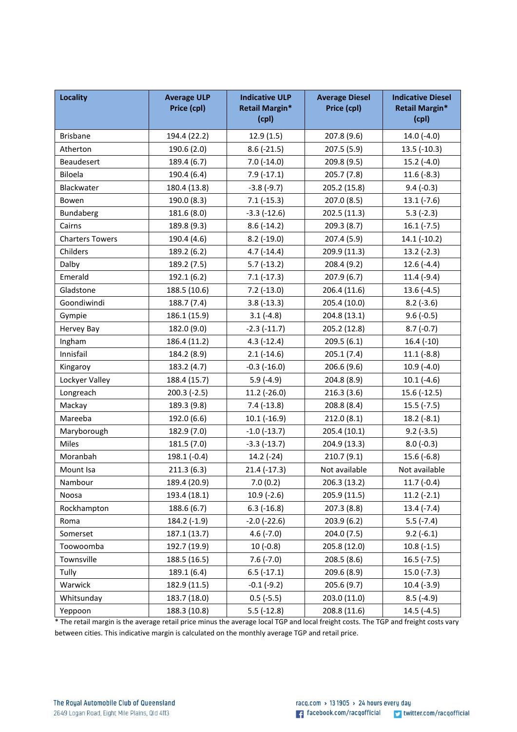| Locality | Average ULP Price (cpl) | Indicative ULP Retail Margin* (cpl) | Average Diesel Price (cpl) | Indicative Diesel Retail Margin* (cpl) |
|---|---|---|---|---|
| Brisbane | 194.4 (22.2) | 12.9 (1.5) | 207.8 (9.6) | 14.0 (-4.0) |
| Atherton | 190.6 (2.0) | 8.6 (-21.5) | 207.5 (5.9) | 13.5 (-10.3) |
| Beaudesert | 189.4 (6.7) | 7.0 (-14.0) | 209.8 (9.5) | 15.2 (-4.0) |
| Biloela | 190.4 (6.4) | 7.9 (-17.1) | 205.7 (7.8) | 11.6 (-8.3) |
| Blackwater | 180.4 (13.8) | -3.8 (-9.7) | 205.2 (15.8) | 9.4 (-0.3) |
| Bowen | 190.0 (8.3) | 7.1 (-15.3) | 207.0 (8.5) | 13.1 (-7.6) |
| Bundaberg | 181.6 (8.0) | -3.3 (-12.6) | 202.5 (11.3) | 5.3 (-2.3) |
| Cairns | 189.8 (9.3) | 8.6 (-14.2) | 209.3 (8.7) | 16.1 (-7.5) |
| Charters Towers | 190.4 (4.6) | 8.2 (-19.0) | 207.4 (5.9) | 14.1 (-10.2) |
| Childers | 189.2 (6.2) | 4.7 (-14.4) | 209.9 (11.3) | 13.2 (-2.3) |
| Dalby | 189.2 (7.5) | 5.7 (-13.2) | 208.4 (9.2) | 12.6 (-4.4) |
| Emerald | 192.1 (6.2) | 7.1 (-17.3) | 207.9 (6.7) | 11.4 (-9.4) |
| Gladstone | 188.5 (10.6) | 7.2 (-13.0) | 206.4 (11.6) | 13.6 (-4.5) |
| Goondiwindi | 188.7 (7.4) | 3.8 (-13.3) | 205.4 (10.0) | 8.2 (-3.6) |
| Gympie | 186.1 (15.9) | 3.1 (-4.8) | 204.8 (13.1) | 9.6 (-0.5) |
| Hervey Bay | 182.0 (9.0) | -2.3 (-11.7) | 205.2 (12.8) | 8.7 (-0.7) |
| Ingham | 186.4 (11.2) | 4.3 (-12.4) | 209.5 (6.1) | 16.4 (-10) |
| Innisfail | 184.2 (8.9) | 2.1 (-14.6) | 205.1 (7.4) | 11.1 (-8.8) |
| Kingaroy | 183.2 (4.7) | -0.3 (-16.0) | 206.6 (9.6) | 10.9 (-4.0) |
| Lockyer Valley | 188.4 (15.7) | 5.9 (-4.9) | 204.8 (8.9) | 10.1 (-4.6) |
| Longreach | 200.3 (-2.5) | 11.2 (-26.0) | 216.3 (3.6) | 15.6 (-12.5) |
| Mackay | 189.3 (9.8) | 7.4 (-13.8) | 208.8 (8.4) | 15.5 (-7.5) |
| Mareeba | 192.0 (6.6) | 10.1 (-16.9) | 212.0 (8.1) | 18.2 (-8.1) |
| Maryborough | 182.9 (7.0) | -1.0 (-13.7) | 205.4 (10.1) | 9.2 (-3.5) |
| Miles | 181.5 (7.0) | -3.3 (-13.7) | 204.9 (13.3) | 8.0 (-0.3) |
| Moranbah | 198.1 (-0.4) | 14.2 (-24) | 210.7 (9.1) | 15.6 (-6.8) |
| Mount Isa | 211.3 (6.3) | 21.4 (-17.3) | Not available | Not available |
| Nambour | 189.4 (20.9) | 7.0 (0.2) | 206.3 (13.2) | 11.7 (-0.4) |
| Noosa | 193.4 (18.1) | 10.9 (-2.6) | 205.9 (11.5) | 11.2 (-2.1) |
| Rockhampton | 188.6 (6.7) | 6.3 (-16.8) | 207.3 (8.8) | 13.4 (-7.4) |
| Roma | 184.2 (-1.9) | -2.0 (-22.6) | 203.9 (6.2) | 5.5 (-7.4) |
| Somerset | 187.1 (13.7) | 4.6 (-7.0) | 204.0 (7.5) | 9.2 (-6.1) |
| Toowoomba | 192.7 (19.9) | 10 (-0.8) | 205.8 (12.0) | 10.8 (-1.5) |
| Townsville | 188.5 (16.5) | 7.6 (-7.0) | 208.5 (8.6) | 16.5 (-7.5) |
| Tully | 189.1 (6.4) | 6.5 (-17.1) | 209.6 (8.9) | 15.0 (-7.3) |
| Warwick | 182.9 (11.5) | -0.1 (-9.2) | 205.6 (9.7) | 10.4 (-3.9) |
| Whitsunday | 183.7 (18.0) | 0.5 (-5.5) | 203.0 (11.0) | 8.5 (-4.9) |
| Yeppoon | 188.3 (10.8) | 5.5 (-12.8) | 208.8 (11.6) | 14.5 (-4.5) |

* The retail margin is the average retail price minus the average local TGP and local freight costs. The TGP and freight costs vary between cities. This indicative margin is calculated on the monthly average TGP and retail price.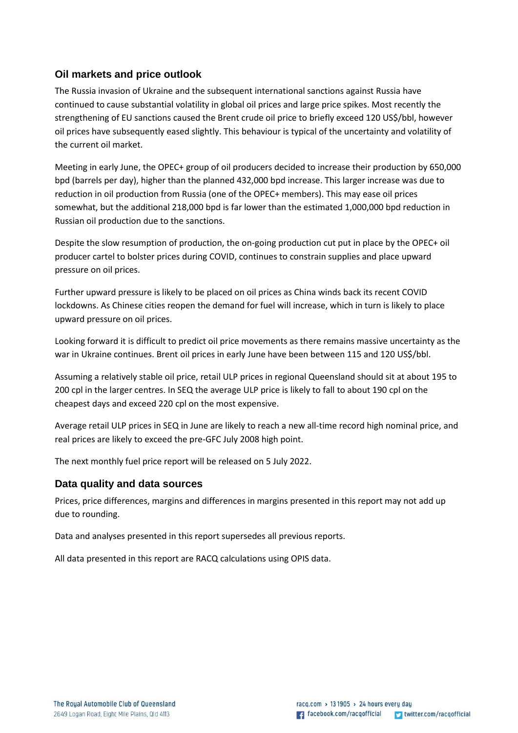## Oil markets and price outlook

The Russia invasion of Ukraine and the subsequent international sanctions against Russia have continued to cause substantial volatility in global oil prices and large price spikes. Most recently the strengthening of EU sanctions caused the Brent crude oil price to briefly exceed 120 US$/bbl, however oil prices have subsequently eased slightly. This behaviour is typical of the uncertainty and volatility of the current oil market.

Meeting in early June, the OPEC+ group of oil producers decided to increase their production by 650,000 bpd (barrels per day), higher than the planned 432,000 bpd increase. This larger increase was due to reduction in oil production from Russia (one of the OPEC+ members). This may ease oil prices somewhat, but the additional 218,000 bpd is far lower than the estimated 1,000,000 bpd reduction in Russian oil production due to the sanctions.

Despite the slow resumption of production, the on-going production cut put in place by the OPEC+ oil producer cartel to bolster prices during COVID, continues to constrain supplies and place upward pressure on oil prices.

Further upward pressure is likely to be placed on oil prices as China winds back its recent COVID lockdowns. As Chinese cities reopen the demand for fuel will increase, which in turn is likely to place upward pressure on oil prices.

Looking forward it is difficult to predict oil price movements as there remains massive uncertainty as the war in Ukraine continues. Brent oil prices in early June have been between 115 and 120 US$/bbl.

Assuming a relatively stable oil price, retail ULP prices in regional Queensland should sit at about 195 to 200 cpl in the larger centres. In SEQ the average ULP price is likely to fall to about 190 cpl on the cheapest days and exceed 220 cpl on the most expensive.

Average retail ULP prices in SEQ in June are likely to reach a new all-time record high nominal price, and real prices are likely to exceed the pre-GFC July 2008 high point.

The next monthly fuel price report will be released on 5 July 2022.

## Data quality and data sources

Prices, price differences, margins and differences in margins presented in this report may not add up due to rounding.

Data and analyses presented in this report supersedes all previous reports.

All data presented in this report are RACQ calculations using OPIS data.